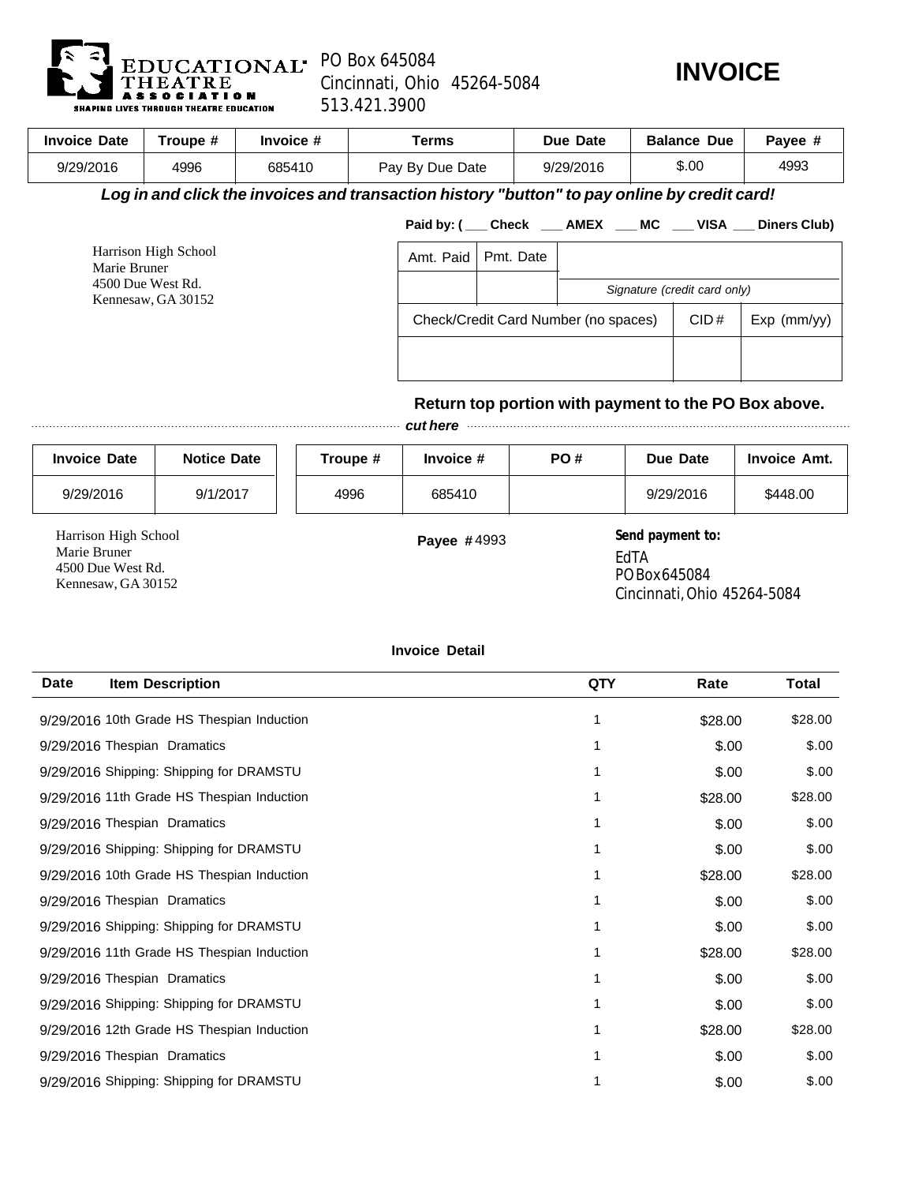EDUCATIONAL THEATRE ASSOCIATION
SHAPING LIVES THROUGH THEATRE EDUCATION

PO Box 645084
Cincinnati, Ohio 45264-5084
513.421.3900

# INVOICE

| Invoice Date | Troupe # | Invoice # | Terms | Due Date | Balance Due | Payee # |
|---|---|---|---|---|---|---|
| 9/29/2016 | 4996 | 685410 | Pay By Due Date | 9/29/2016 | $.00 | 4993 |

***Log in and click the invoices and transaction history "button" to pay online by credit card!***

**Paid by: ( ___ Check ___ AMEX ___ MC ___ VISA ___ Diners Club)**

Harrison High School
Marie Bruner
4500 Due West Rd.
Kennesaw, GA 30152

| Amt. Paid | Pmt. Date | |
|---|---|---|
| | | *Signature (credit card only)* |

| Check/Credit Card Number (no spaces) | CID # | Exp (mm/yy) |
|---|---|---|
| | | |

**Return top portion with payment to the PO Box above.**

*cut here*

| Invoice Date | Notice Date | Troupe # | Invoice # | PO # | Due Date | Invoice Amt. |
|---|---|---|---|---|---|---|
| 9/29/2016 | 9/1/2017 | 4996 | 685410 | | 9/29/2016 | $448.00 |

Harrison High School
Marie Bruner
4500 Due West Rd.
Kennesaw, GA 30152

**Payee #** 4993

**Send payment to:**
EdTA
PO Box 645084
Cincinnati, Ohio 45264-5084

**Invoice Detail**

| Date | Item Description | QTY | Rate | Total |
|---|---|---|---|---|
| 9/29/2016 | 10th Grade HS Thespian Induction | 1 | $28.00 | $28.00 |
| 9/29/2016 | Thespian Dramatics | 1 | $.00 | $.00 |
| 9/29/2016 | Shipping: Shipping for DRAMSTU | 1 | $.00 | $.00 |
| 9/29/2016 | 11th Grade HS Thespian Induction | 1 | $28.00 | $28.00 |
| 9/29/2016 | Thespian Dramatics | 1 | $.00 | $.00 |
| 9/29/2016 | Shipping: Shipping for DRAMSTU | 1 | $.00 | $.00 |
| 9/29/2016 | 10th Grade HS Thespian Induction | 1 | $28.00 | $28.00 |
| 9/29/2016 | Thespian Dramatics | 1 | $.00 | $.00 |
| 9/29/2016 | Shipping: Shipping for DRAMSTU | 1 | $.00 | $.00 |
| 9/29/2016 | 11th Grade HS Thespian Induction | 1 | $28.00 | $28.00 |
| 9/29/2016 | Thespian Dramatics | 1 | $.00 | $.00 |
| 9/29/2016 | Shipping: Shipping for DRAMSTU | 1 | $.00 | $.00 |
| 9/29/2016 | 12th Grade HS Thespian Induction | 1 | $28.00 | $28.00 |
| 9/29/2016 | Thespian Dramatics | 1 | $.00 | $.00 |
| 9/29/2016 | Shipping: Shipping for DRAMSTU | 1 | $.00 | $.00 |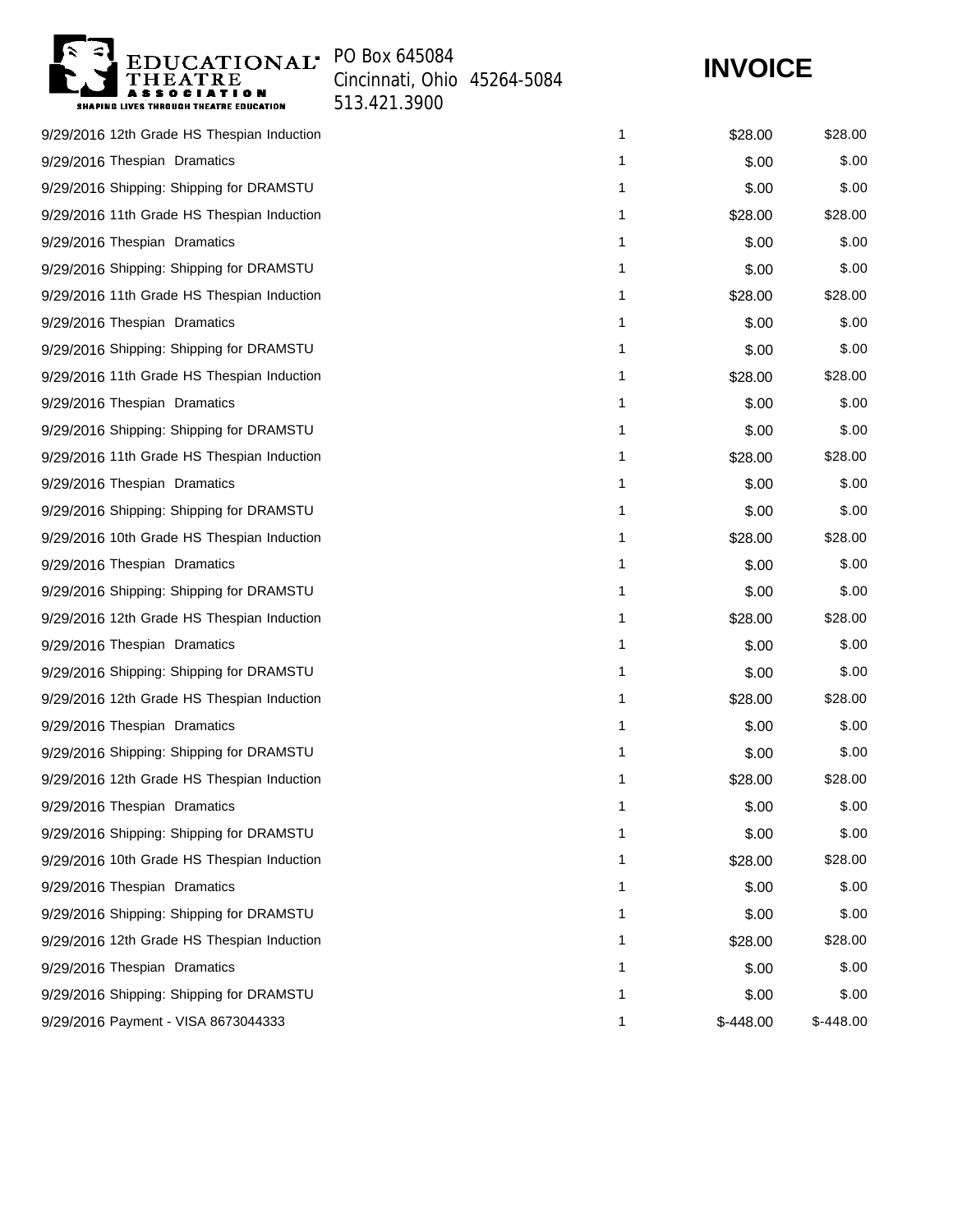EDUCATIONAL THEATRE ASSOCIATION
SHAPING LIVES THROUGH THEATRE EDUCATION

PO Box 645084
Cincinnati, Ohio 45264-5084
513.421.3900

# INVOICE

| | | | | |
|---|---|---|---|---|
| 9/29/2016 | 12th Grade HS Thespian Induction | 1 | $28.00 | $28.00 |
| 9/29/2016 | Thespian Dramatics | 1 | $.00 | $.00 |
| 9/29/2016 | Shipping: Shipping for DRAMSTU | 1 | $.00 | $.00 |
| 9/29/2016 | 11th Grade HS Thespian Induction | 1 | $28.00 | $28.00 |
| 9/29/2016 | Thespian Dramatics | 1 | $.00 | $.00 |
| 9/29/2016 | Shipping: Shipping for DRAMSTU | 1 | $.00 | $.00 |
| 9/29/2016 | 11th Grade HS Thespian Induction | 1 | $28.00 | $28.00 |
| 9/29/2016 | Thespian Dramatics | 1 | $.00 | $.00 |
| 9/29/2016 | Shipping: Shipping for DRAMSTU | 1 | $.00 | $.00 |
| 9/29/2016 | 11th Grade HS Thespian Induction | 1 | $28.00 | $28.00 |
| 9/29/2016 | Thespian Dramatics | 1 | $.00 | $.00 |
| 9/29/2016 | Shipping: Shipping for DRAMSTU | 1 | $.00 | $.00 |
| 9/29/2016 | 11th Grade HS Thespian Induction | 1 | $28.00 | $28.00 |
| 9/29/2016 | Thespian Dramatics | 1 | $.00 | $.00 |
| 9/29/2016 | Shipping: Shipping for DRAMSTU | 1 | $.00 | $.00 |
| 9/29/2016 | 10th Grade HS Thespian Induction | 1 | $28.00 | $28.00 |
| 9/29/2016 | Thespian Dramatics | 1 | $.00 | $.00 |
| 9/29/2016 | Shipping: Shipping for DRAMSTU | 1 | $.00 | $.00 |
| 9/29/2016 | 12th Grade HS Thespian Induction | 1 | $28.00 | $28.00 |
| 9/29/2016 | Thespian Dramatics | 1 | $.00 | $.00 |
| 9/29/2016 | Shipping: Shipping for DRAMSTU | 1 | $.00 | $.00 |
| 9/29/2016 | 12th Grade HS Thespian Induction | 1 | $28.00 | $28.00 |
| 9/29/2016 | Thespian Dramatics | 1 | $.00 | $.00 |
| 9/29/2016 | Shipping: Shipping for DRAMSTU | 1 | $.00 | $.00 |
| 9/29/2016 | 12th Grade HS Thespian Induction | 1 | $28.00 | $28.00 |
| 9/29/2016 | Thespian Dramatics | 1 | $.00 | $.00 |
| 9/29/2016 | Shipping: Shipping for DRAMSTU | 1 | $.00 | $.00 |
| 9/29/2016 | 10th Grade HS Thespian Induction | 1 | $28.00 | $28.00 |
| 9/29/2016 | Thespian Dramatics | 1 | $.00 | $.00 |
| 9/29/2016 | Shipping: Shipping for DRAMSTU | 1 | $.00 | $.00 |
| 9/29/2016 | 12th Grade HS Thespian Induction | 1 | $28.00 | $28.00 |
| 9/29/2016 | Thespian Dramatics | 1 | $.00 | $.00 |
| 9/29/2016 | Shipping: Shipping for DRAMSTU | 1 | $.00 | $.00 |
| 9/29/2016 | Payment - VISA 8673044333 | 1 | $-448.00 | $-448.00 |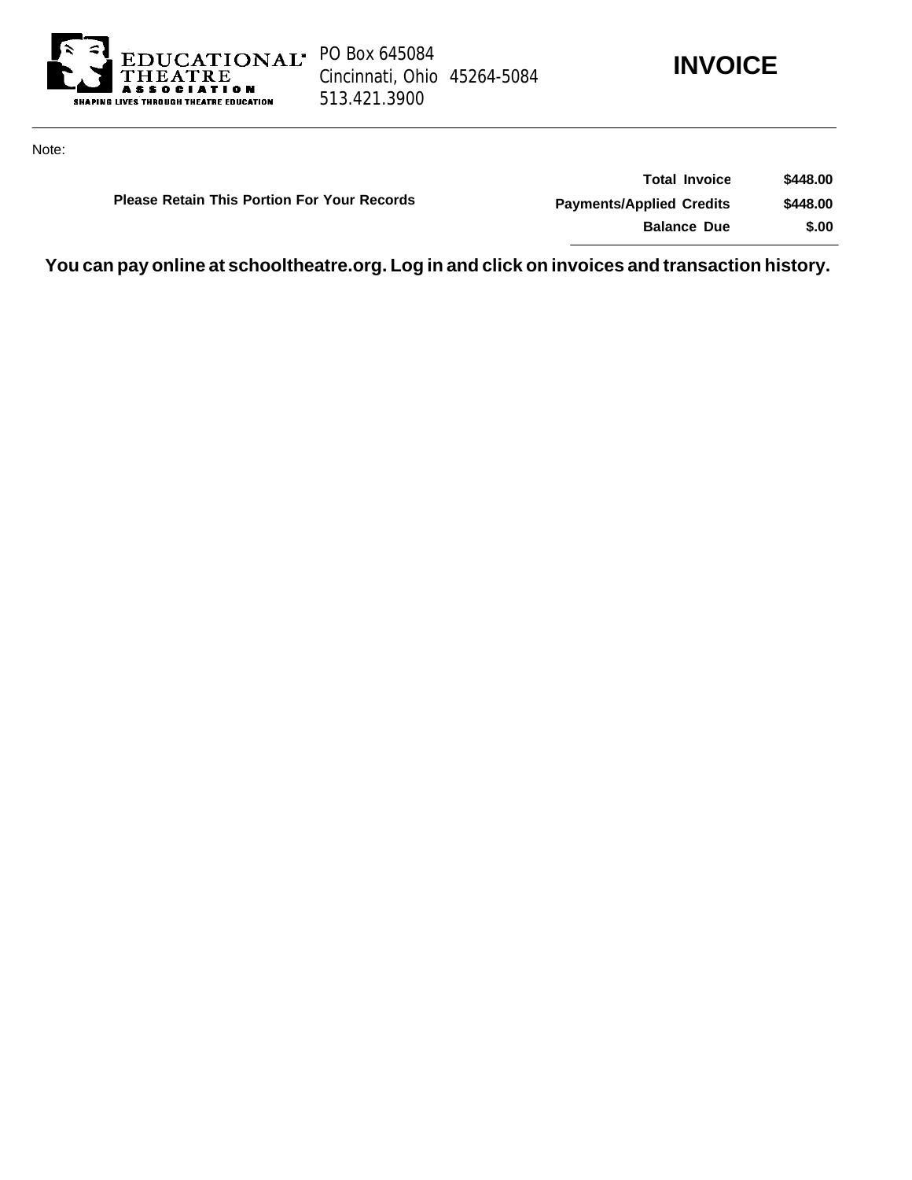EDUCATIONAL THEATRE ASSOCIATION
SHAPING LIVES THROUGH THEATRE EDUCATION

PO Box 645084
Cincinnati, Ohio 45264-5084
513.421.3900

# INVOICE

Note:

**Please Retain This Portion For Your Records**

| | |
|---|---|
| **Total Invoice** | **$448.00** |
| **Payments/Applied Credits** | **$448.00** |
| **Balance Due** | **$.00** |

**You can pay online at schooltheatre.org. Log in and click on invoices and transaction history.**